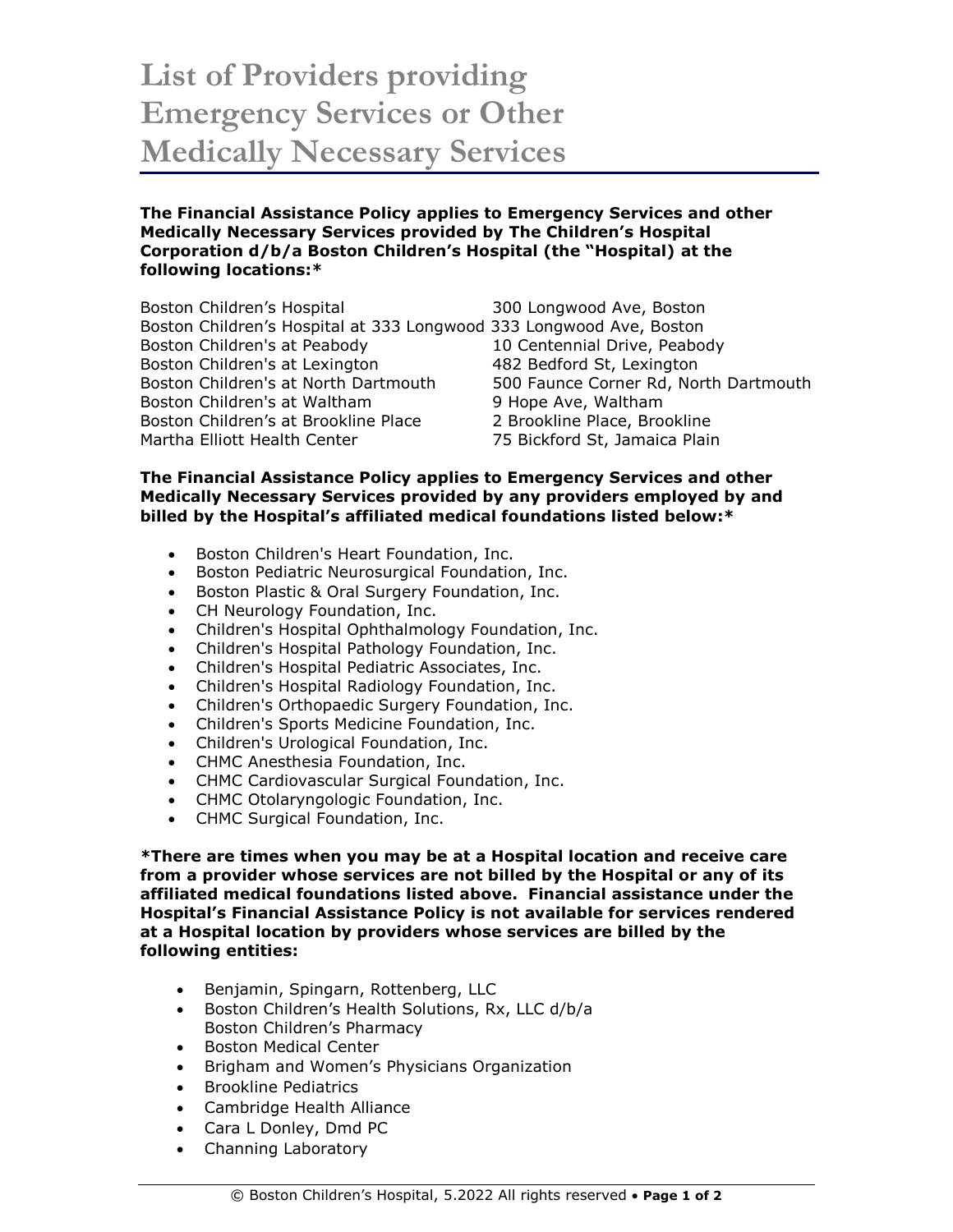# List of Providers providing Emergency Services or Other Medically Necessary Services

**The Financial Assistance Policy applies to Emergency Services and other Medically Necessary Services provided by The Children's Hospital Corporation d/b/a Boston Children's Hospital (the "Hospital) at the following locations:***

| | |
|---|---|
| Boston Children's Hospital | 300 Longwood Ave, Boston |
| Boston Children's Hospital at 333 Longwood | 333 Longwood Ave, Boston |
| Boston Children's at Peabody | 10 Centennial Drive, Peabody |
| Boston Children's at Lexington | 482 Bedford St, Lexington |
| Boston Children's at North Dartmouth | 500 Faunce Corner Rd, North Dartmouth |
| Boston Children's at Waltham | 9 Hope Ave, Waltham |
| Boston Children's at Brookline Place | 2 Brookline Place, Brookline |
| Martha Elliott Health Center | 75 Bickford St, Jamaica Plain |

**The Financial Assistance Policy applies to Emergency Services and other Medically Necessary Services provided by any providers employed by and billed by the Hospital's affiliated medical foundations listed below:***

- Boston Children's Heart Foundation, Inc.
- Boston Pediatric Neurosurgical Foundation, Inc.
- Boston Plastic & Oral Surgery Foundation, Inc.
- CH Neurology Foundation, Inc.
- Children's Hospital Ophthalmology Foundation, Inc.
- Children's Hospital Pathology Foundation, Inc.
- Children's Hospital Pediatric Associates, Inc.
- Children's Hospital Radiology Foundation, Inc.
- Children's Orthopaedic Surgery Foundation, Inc.
- Children's Sports Medicine Foundation, Inc.
- Children's Urological Foundation, Inc.
- CHMC Anesthesia Foundation, Inc.
- CHMC Cardiovascular Surgical Foundation, Inc.
- CHMC Otolaryngologic Foundation, Inc.
- CHMC Surgical Foundation, Inc.

***There are times when you may be at a Hospital location and receive care from a provider whose services are not billed by the Hospital or any of its affiliated medical foundations listed above. Financial assistance under the Hospital's Financial Assistance Policy is not available for services rendered at a Hospital location by providers whose services are billed by the following entities:**

- Benjamin, Spingarn, Rottenberg, LLC
- Boston Children's Health Solutions, Rx, LLC d/b/a Boston Children's Pharmacy
- Boston Medical Center
- Brigham and Women's Physicians Organization
- Brookline Pediatrics
- Cambridge Health Alliance
- Cara L Donley, Dmd PC
- Channing Laboratory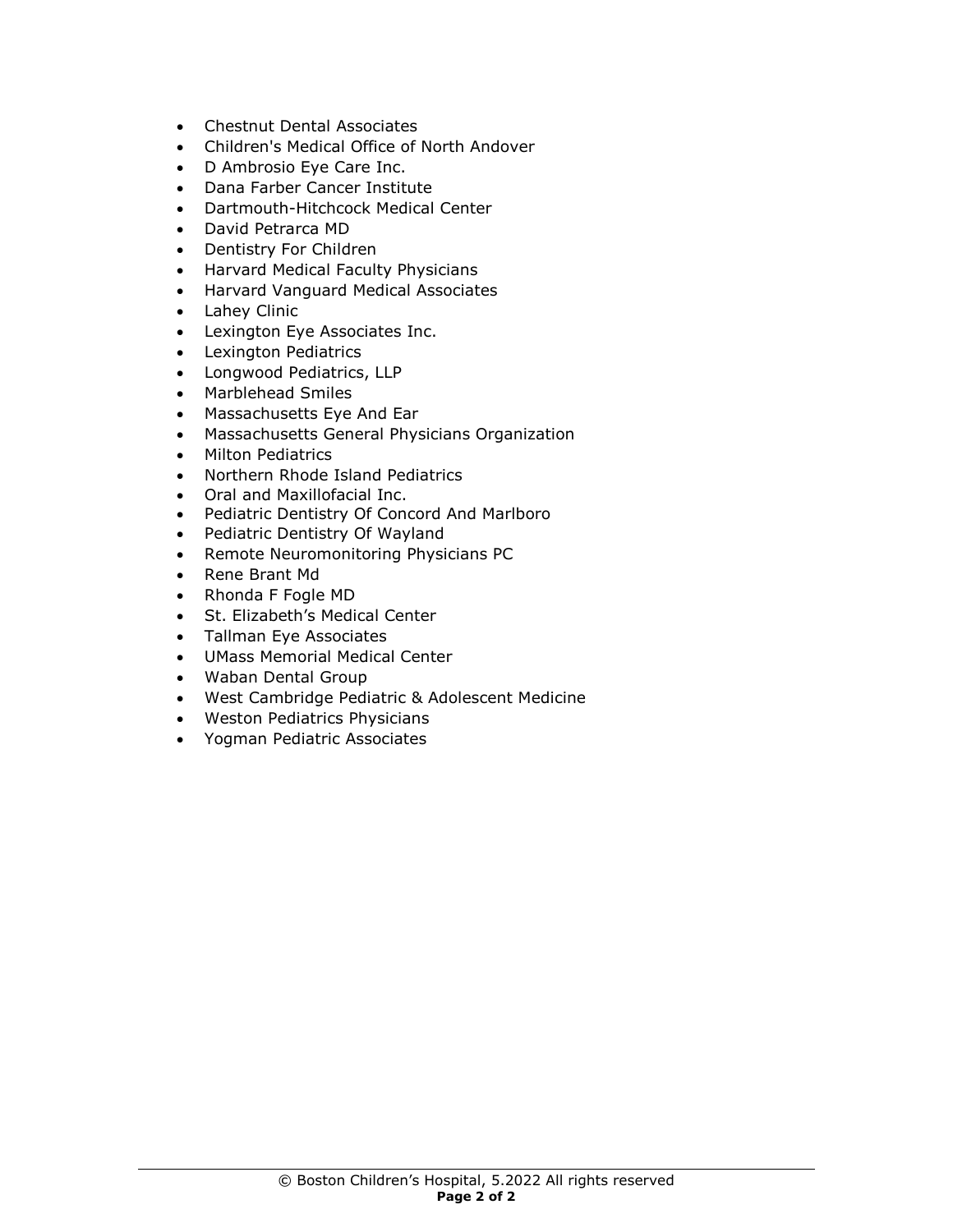- Chestnut Dental Associates
- Children's Medical Office of North Andover
- D Ambrosio Eye Care Inc.
- Dana Farber Cancer Institute
- Dartmouth-Hitchcock Medical Center
- David Petrarca MD
- Dentistry For Children
- Harvard Medical Faculty Physicians
- Harvard Vanguard Medical Associates
- Lahey Clinic
- Lexington Eye Associates Inc.
- Lexington Pediatrics
- Longwood Pediatrics, LLP
- Marblehead Smiles
- Massachusetts Eye And Ear
- Massachusetts General Physicians Organization
- Milton Pediatrics
- Northern Rhode Island Pediatrics
- Oral and Maxillofacial Inc.
- Pediatric Dentistry Of Concord And Marlboro
- Pediatric Dentistry Of Wayland
- Remote Neuromonitoring Physicians PC
- Rene Brant Md
- Rhonda F Fogle MD
- St. Elizabeth's Medical Center
- Tallman Eye Associates
- UMass Memorial Medical Center
- Waban Dental Group
- West Cambridge Pediatric & Adolescent Medicine
- Weston Pediatrics Physicians
- Yogman Pediatric Associates

© Boston Children's Hospital, 5.2022 All rights reserved